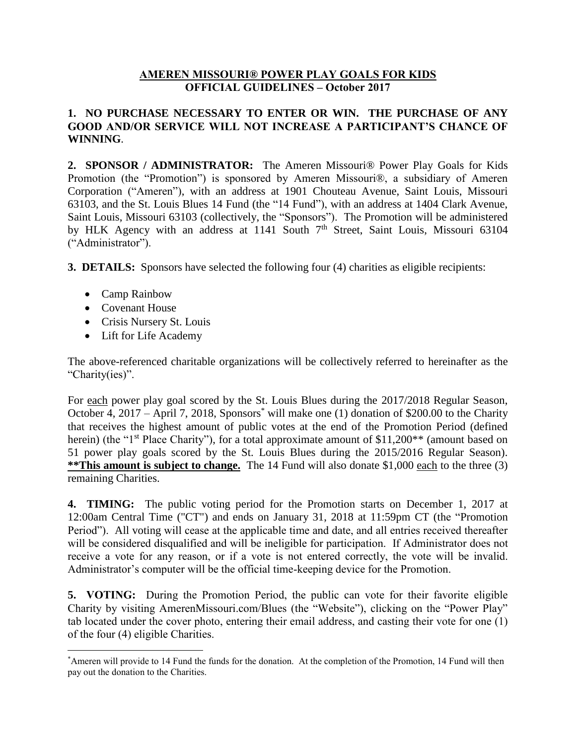# AMEREN MISSOURI® POWER PLAY GOALS FOR KIDS
## OFFICIAL GUIDELINES – October 2017

**1. NO PURCHASE NECESSARY TO ENTER OR WIN. THE PURCHASE OF ANY GOOD AND/OR SERVICE WILL NOT INCREASE A PARTICIPANT'S CHANCE OF WINNING**.

**2. SPONSOR / ADMINISTRATOR:** The Ameren Missouri® Power Play Goals for Kids Promotion (the "Promotion") is sponsored by Ameren Missouri®, a subsidiary of Ameren Corporation ("Ameren"), with an address at 1901 Chouteau Avenue, Saint Louis, Missouri 63103, and the St. Louis Blues 14 Fund (the "14 Fund"), with an address at 1404 Clark Avenue, Saint Louis, Missouri 63103 (collectively, the "Sponsors"). The Promotion will be administered by HLK Agency with an address at 1141 South 7th Street, Saint Louis, Missouri 63104 ("Administrator").

**3. DETAILS:** Sponsors have selected the following four (4) charities as eligible recipients:

- Camp Rainbow
- Covenant House
- Crisis Nursery St. Louis
- Lift for Life Academy

The above-referenced charitable organizations will be collectively referred to hereinafter as the "Charity(ies)".

For each power play goal scored by the St. Louis Blues during the 2017/2018 Regular Season, October 4, 2017 – April 7, 2018, Sponsors* will make one (1) donation of $200.00 to the Charity that receives the highest amount of public votes at the end of the Promotion Period (defined herein) (the "1st Place Charity"), for a total approximate amount of $11,200** (amount based on 51 power play goals scored by the St. Louis Blues during the 2015/2016 Regular Season). **\*\*This amount is subject to change.** The 14 Fund will also donate $1,000 each to the three (3) remaining Charities.

**4. TIMING:** The public voting period for the Promotion starts on December 1, 2017 at 12:00am Central Time ("CT") and ends on January 31, 2018 at 11:59pm CT (the "Promotion Period"). All voting will cease at the applicable time and date, and all entries received thereafter will be considered disqualified and will be ineligible for participation. If Administrator does not receive a vote for any reason, or if a vote is not entered correctly, the vote will be invalid. Administrator's computer will be the official time-keeping device for the Promotion.

**5. VOTING:** During the Promotion Period, the public can vote for their favorite eligible Charity by visiting AmerenMissouri.com/Blues (the "Website"), clicking on the "Power Play" tab located under the cover photo, entering their email address, and casting their vote for one (1) of the four (4) eligible Charities.

---

*Ameren will provide to 14 Fund the funds for the donation. At the completion of the Promotion, 14 Fund will then pay out the donation to the Charities.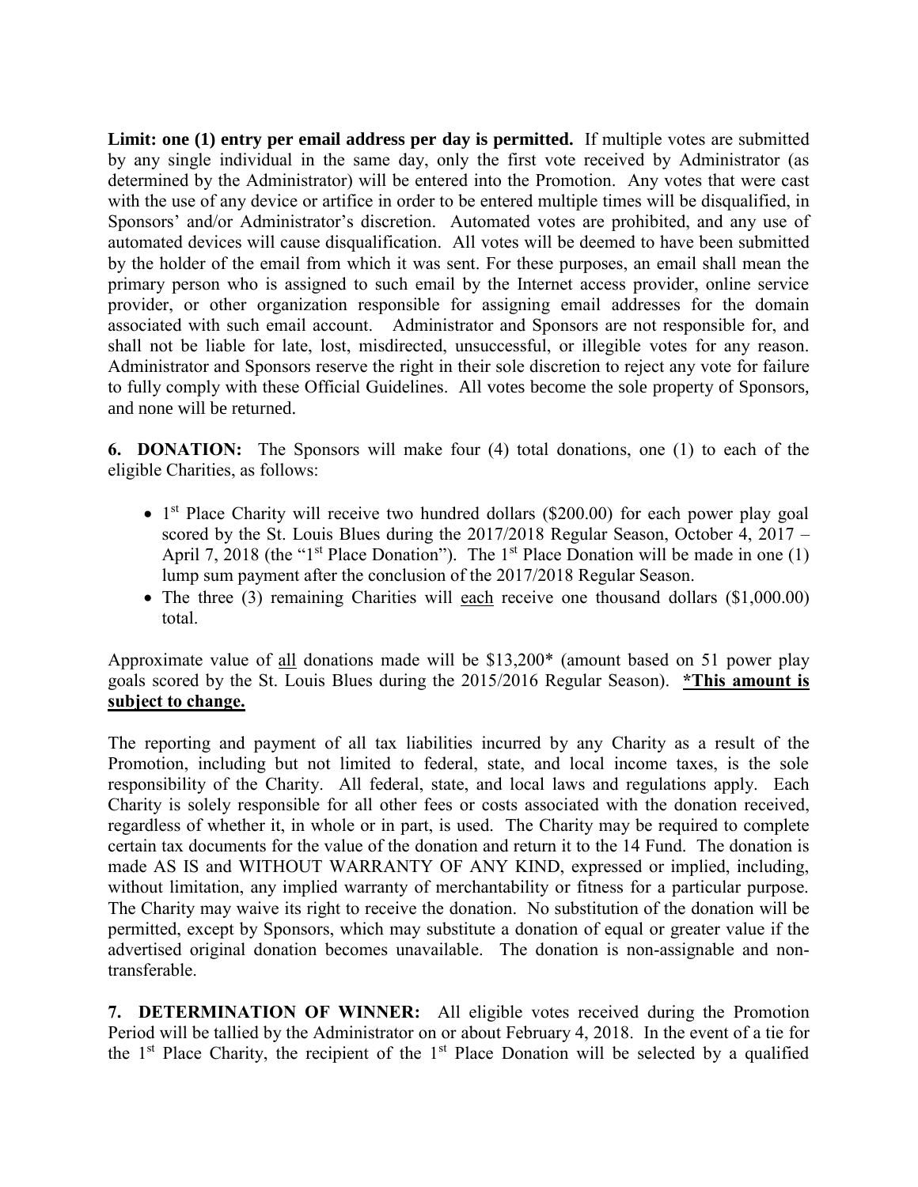**Limit: one (1) entry per email address per day is permitted.** If multiple votes are submitted by any single individual in the same day, only the first vote received by Administrator (as determined by the Administrator) will be entered into the Promotion. Any votes that were cast with the use of any device or artifice in order to be entered multiple times will be disqualified, in Sponsors' and/or Administrator's discretion. Automated votes are prohibited, and any use of automated devices will cause disqualification. All votes will be deemed to have been submitted by the holder of the email from which it was sent. For these purposes, an email shall mean the primary person who is assigned to such email by the Internet access provider, online service provider, or other organization responsible for assigning email addresses for the domain associated with such email account. Administrator and Sponsors are not responsible for, and shall not be liable for late, lost, misdirected, unsuccessful, or illegible votes for any reason. Administrator and Sponsors reserve the right in their sole discretion to reject any vote for failure to fully comply with these Official Guidelines. All votes become the sole property of Sponsors, and none will be returned.

**6. DONATION:** The Sponsors will make four (4) total donations, one (1) to each of the eligible Charities, as follows:

- 1st Place Charity will receive two hundred dollars ($200.00) for each power play goal scored by the St. Louis Blues during the 2017/2018 Regular Season, October 4, 2017 – April 7, 2018 (the "1st Place Donation"). The 1st Place Donation will be made in one (1) lump sum payment after the conclusion of the 2017/2018 Regular Season.
- The three (3) remaining Charities will <u>each</u> receive one thousand dollars ($1,000.00) total.

Approximate value of <u>all</u> donations made will be $13,200* (amount based on 51 power play goals scored by the St. Louis Blues during the 2015/2016 Regular Season). **<u>*This amount is subject to change.</u>**

The reporting and payment of all tax liabilities incurred by any Charity as a result of the Promotion, including but not limited to federal, state, and local income taxes, is the sole responsibility of the Charity. All federal, state, and local laws and regulations apply. Each Charity is solely responsible for all other fees or costs associated with the donation received, regardless of whether it, in whole or in part, is used. The Charity may be required to complete certain tax documents for the value of the donation and return it to the 14 Fund. The donation is made AS IS and WITHOUT WARRANTY OF ANY KIND, expressed or implied, including, without limitation, any implied warranty of merchantability or fitness for a particular purpose. The Charity may waive its right to receive the donation. No substitution of the donation will be permitted, except by Sponsors, which may substitute a donation of equal or greater value if the advertised original donation becomes unavailable. The donation is non-assignable and non-transferable.

**7. DETERMINATION OF WINNER:** All eligible votes received during the Promotion Period will be tallied by the Administrator on or about February 4, 2018. In the event of a tie for the 1st Place Charity, the recipient of the 1st Place Donation will be selected by a qualified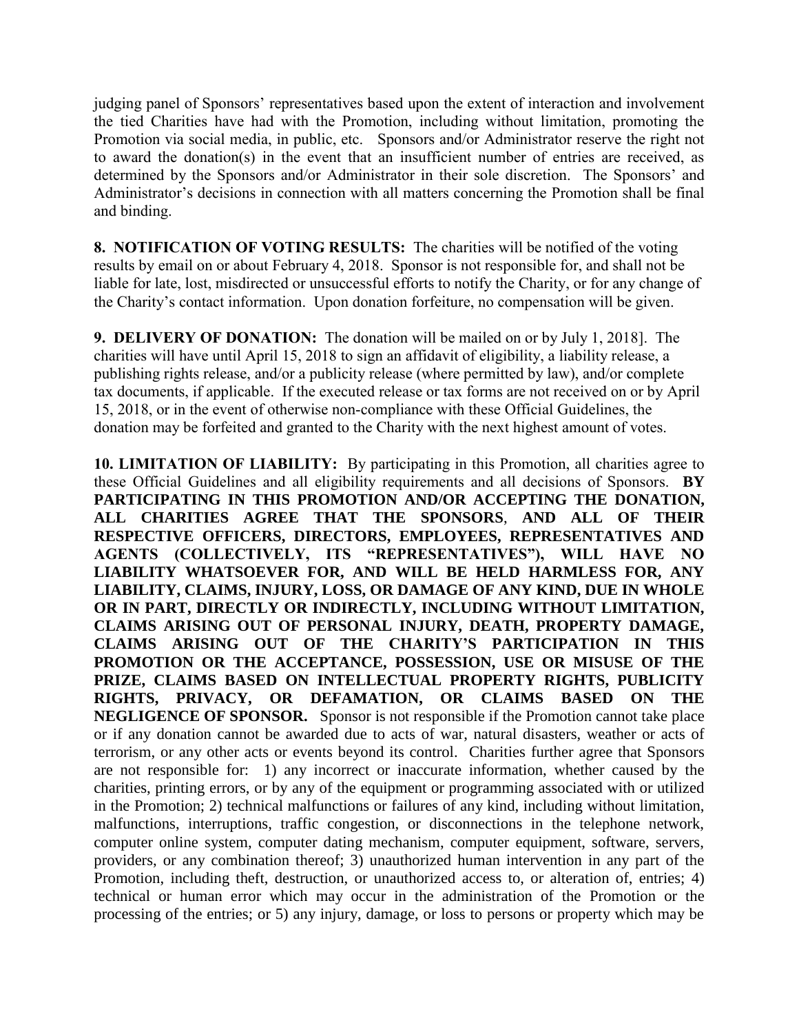judging panel of Sponsors' representatives based upon the extent of interaction and involvement the tied Charities have had with the Promotion, including without limitation, promoting the Promotion via social media, in public, etc. Sponsors and/or Administrator reserve the right not to award the donation(s) in the event that an insufficient number of entries are received, as determined by the Sponsors and/or Administrator in their sole discretion. The Sponsors' and Administrator's decisions in connection with all matters concerning the Promotion shall be final and binding.

**8. NOTIFICATION OF VOTING RESULTS:** The charities will be notified of the voting results by email on or about February 4, 2018. Sponsor is not responsible for, and shall not be liable for late, lost, misdirected or unsuccessful efforts to notify the Charity, or for any change of the Charity's contact information. Upon donation forfeiture, no compensation will be given.

**9. DELIVERY OF DONATION:** The donation will be mailed on or by July 1, 2018]. The charities will have until April 15, 2018 to sign an affidavit of eligibility, a liability release, a publishing rights release, and/or a publicity release (where permitted by law), and/or complete tax documents, if applicable. If the executed release or tax forms are not received on or by April 15, 2018, or in the event of otherwise non-compliance with these Official Guidelines, the donation may be forfeited and granted to the Charity with the next highest amount of votes.

**10. LIMITATION OF LIABILITY:** By participating in this Promotion, all charities agree to these Official Guidelines and all eligibility requirements and all decisions of Sponsors. **BY PARTICIPATING IN THIS PROMOTION AND/OR ACCEPTING THE DONATION, ALL CHARITIES AGREE THAT THE SPONSORS, AND ALL OF THEIR RESPECTIVE OFFICERS, DIRECTORS, EMPLOYEES, REPRESENTATIVES AND AGENTS (COLLECTIVELY, ITS "REPRESENTATIVES"), WILL HAVE NO LIABILITY WHATSOEVER FOR, AND WILL BE HELD HARMLESS FOR, ANY LIABILITY, CLAIMS, INJURY, LOSS, OR DAMAGE OF ANY KIND, DUE IN WHOLE OR IN PART, DIRECTLY OR INDIRECTLY, INCLUDING WITHOUT LIMITATION, CLAIMS ARISING OUT OF PERSONAL INJURY, DEATH, PROPERTY DAMAGE, CLAIMS ARISING OUT OF THE CHARITY'S PARTICIPATION IN THIS PROMOTION OR THE ACCEPTANCE, POSSESSION, USE OR MISUSE OF THE PRIZE, CLAIMS BASED ON INTELLECTUAL PROPERTY RIGHTS, PUBLICITY RIGHTS, PRIVACY, OR DEFAMATION, OR CLAIMS BASED ON THE NEGLIGENCE OF SPONSOR.** Sponsor is not responsible if the Promotion cannot take place or if any donation cannot be awarded due to acts of war, natural disasters, weather or acts of terrorism, or any other acts or events beyond its control. Charities further agree that Sponsors are not responsible for: 1) any incorrect or inaccurate information, whether caused by the charities, printing errors, or by any of the equipment or programming associated with or utilized in the Promotion; 2) technical malfunctions or failures of any kind, including without limitation, malfunctions, interruptions, traffic congestion, or disconnections in the telephone network, computer online system, computer dating mechanism, computer equipment, software, servers, providers, or any combination thereof; 3) unauthorized human intervention in any part of the Promotion, including theft, destruction, or unauthorized access to, or alteration of, entries; 4) technical or human error which may occur in the administration of the Promotion or the processing of the entries; or 5) any injury, damage, or loss to persons or property which may be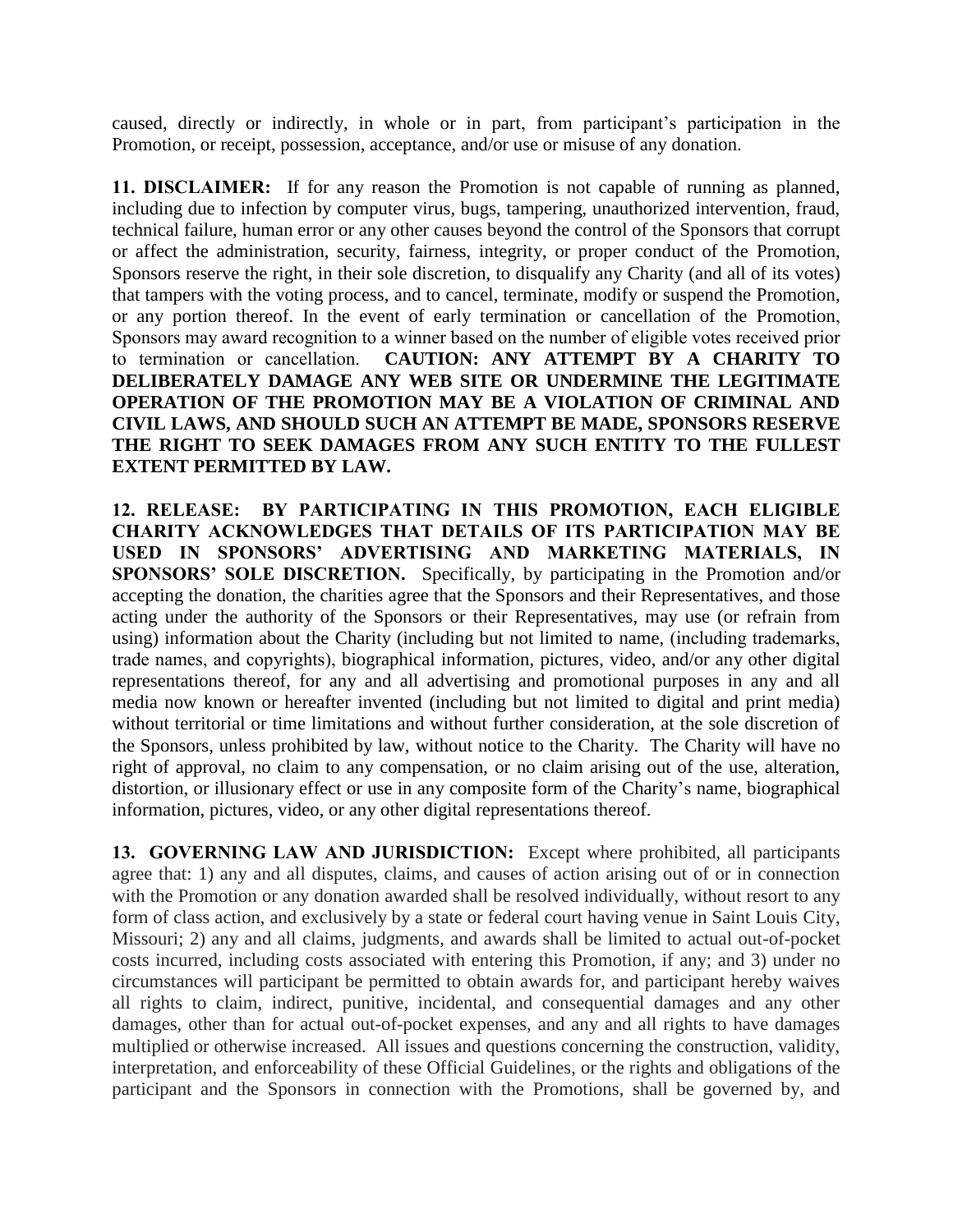caused, directly or indirectly, in whole or in part, from participant's participation in the Promotion, or receipt, possession, acceptance, and/or use or misuse of any donation.

**11. DISCLAIMER:** If for any reason the Promotion is not capable of running as planned, including due to infection by computer virus, bugs, tampering, unauthorized intervention, fraud, technical failure, human error or any other causes beyond the control of the Sponsors that corrupt or affect the administration, security, fairness, integrity, or proper conduct of the Promotion, Sponsors reserve the right, in their sole discretion, to disqualify any Charity (and all of its votes) that tampers with the voting process, and to cancel, terminate, modify or suspend the Promotion, or any portion thereof. In the event of early termination or cancellation of the Promotion, Sponsors may award recognition to a winner based on the number of eligible votes received prior to termination or cancellation. **CAUTION: ANY ATTEMPT BY A CHARITY TO DELIBERATELY DAMAGE ANY WEB SITE OR UNDERMINE THE LEGITIMATE OPERATION OF THE PROMOTION MAY BE A VIOLATION OF CRIMINAL AND CIVIL LAWS, AND SHOULD SUCH AN ATTEMPT BE MADE, SPONSORS RESERVE THE RIGHT TO SEEK DAMAGES FROM ANY SUCH ENTITY TO THE FULLEST EXTENT PERMITTED BY LAW.**

**12. RELEASE: BY PARTICIPATING IN THIS PROMOTION, EACH ELIGIBLE CHARITY ACKNOWLEDGES THAT DETAILS OF ITS PARTICIPATION MAY BE USED IN SPONSORS' ADVERTISING AND MARKETING MATERIALS, IN SPONSORS' SOLE DISCRETION.** Specifically, by participating in the Promotion and/or accepting the donation, the charities agree that the Sponsors and their Representatives, and those acting under the authority of the Sponsors or their Representatives, may use (or refrain from using) information about the Charity (including but not limited to name, (including trademarks, trade names, and copyrights), biographical information, pictures, video, and/or any other digital representations thereof, for any and all advertising and promotional purposes in any and all media now known or hereafter invented (including but not limited to digital and print media) without territorial or time limitations and without further consideration, at the sole discretion of the Sponsors, unless prohibited by law, without notice to the Charity. The Charity will have no right of approval, no claim to any compensation, or no claim arising out of the use, alteration, distortion, or illusionary effect or use in any composite form of the Charity's name, biographical information, pictures, video, or any other digital representations thereof.

**13. GOVERNING LAW AND JURISDICTION:** Except where prohibited, all participants agree that: 1) any and all disputes, claims, and causes of action arising out of or in connection with the Promotion or any donation awarded shall be resolved individually, without resort to any form of class action, and exclusively by a state or federal court having venue in Saint Louis City, Missouri; 2) any and all claims, judgments, and awards shall be limited to actual out-of-pocket costs incurred, including costs associated with entering this Promotion, if any; and 3) under no circumstances will participant be permitted to obtain awards for, and participant hereby waives all rights to claim, indirect, punitive, incidental, and consequential damages and any other damages, other than for actual out-of-pocket expenses, and any and all rights to have damages multiplied or otherwise increased. All issues and questions concerning the construction, validity, interpretation, and enforceability of these Official Guidelines, or the rights and obligations of the participant and the Sponsors in connection with the Promotions, shall be governed by, and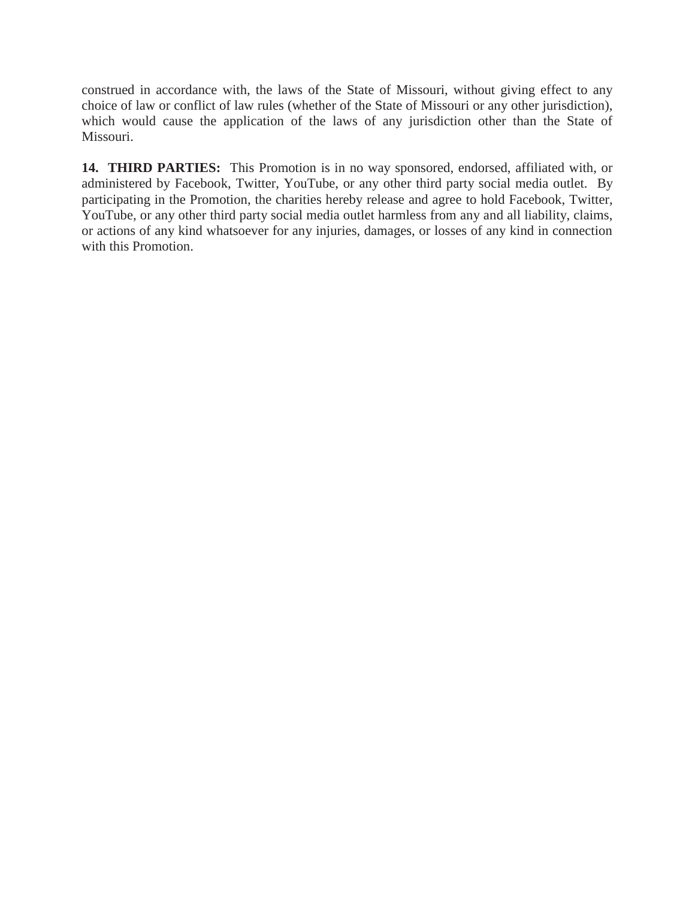construed in accordance with, the laws of the State of Missouri, without giving effect to any choice of law or conflict of law rules (whether of the State of Missouri or any other jurisdiction), which would cause the application of the laws of any jurisdiction other than the State of Missouri.

**14. THIRD PARTIES:** This Promotion is in no way sponsored, endorsed, affiliated with, or administered by Facebook, Twitter, YouTube, or any other third party social media outlet. By participating in the Promotion, the charities hereby release and agree to hold Facebook, Twitter, YouTube, or any other third party social media outlet harmless from any and all liability, claims, or actions of any kind whatsoever for any injuries, damages, or losses of any kind in connection with this Promotion.